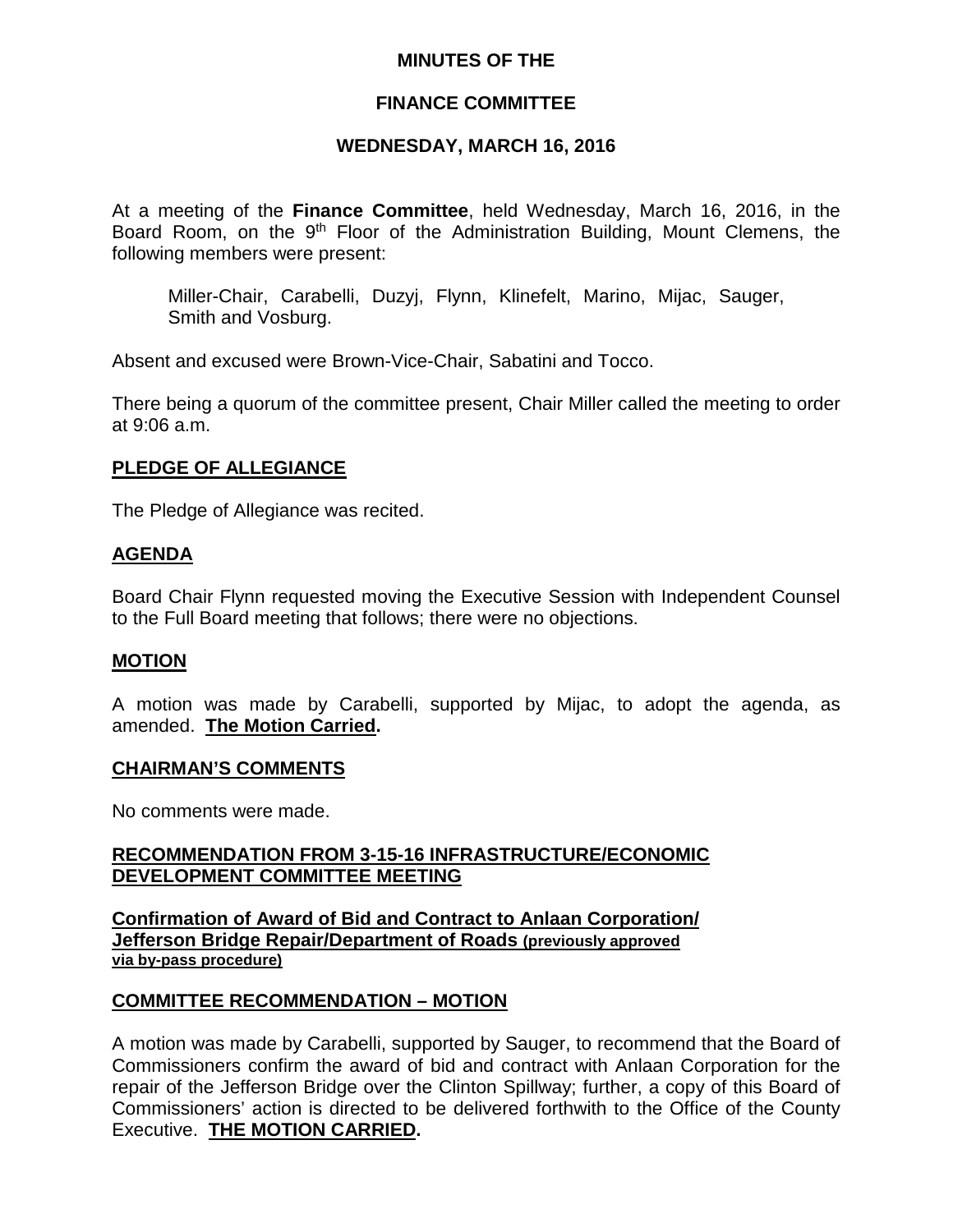# MINUTES OF THE

# FINANCE COMMITTEE

# WEDNESDAY, MARCH 16, 2016

At a meeting of the **Finance Committee**, held Wednesday, March 16, 2016, in the Board Room, on the 9th Floor of the Administration Building, Mount Clemens, the following members were present:

Miller-Chair, Carabelli, Duzyj, Flynn, Klinefelt, Marino, Mijac, Sauger, Smith and Vosburg.

Absent and excused were Brown-Vice-Chair, Sabatini and Tocco.

There being a quorum of the committee present, Chair Miller called the meeting to order at 9:06 a.m.

## PLEDGE OF ALLEGIANCE

The Pledge of Allegiance was recited.

## AGENDA

Board Chair Flynn requested moving the Executive Session with Independent Counsel to the Full Board meeting that follows; there were no objections.

## MOTION

A motion was made by Carabelli, supported by Mijac, to adopt the agenda, as amended. **The Motion Carried.**

## CHAIRMAN'S COMMENTS

No comments were made.

## RECOMMENDATION FROM 3-15-16 INFRASTRUCTURE/ECONOMIC DEVELOPMENT COMMITTEE MEETING

**Confirmation of Award of Bid and Contract to Anlaan Corporation/ Jefferson Bridge Repair/Department of Roads (previously approved via by-pass procedure)**

## COMMITTEE RECOMMENDATION – MOTION

A motion was made by Carabelli, supported by Sauger, to recommend that the Board of Commissioners confirm the award of bid and contract with Anlaan Corporation for the repair of the Jefferson Bridge over the Clinton Spillway; further, a copy of this Board of Commissioners' action is directed to be delivered forthwith to the Office of the County Executive. **THE MOTION CARRIED.**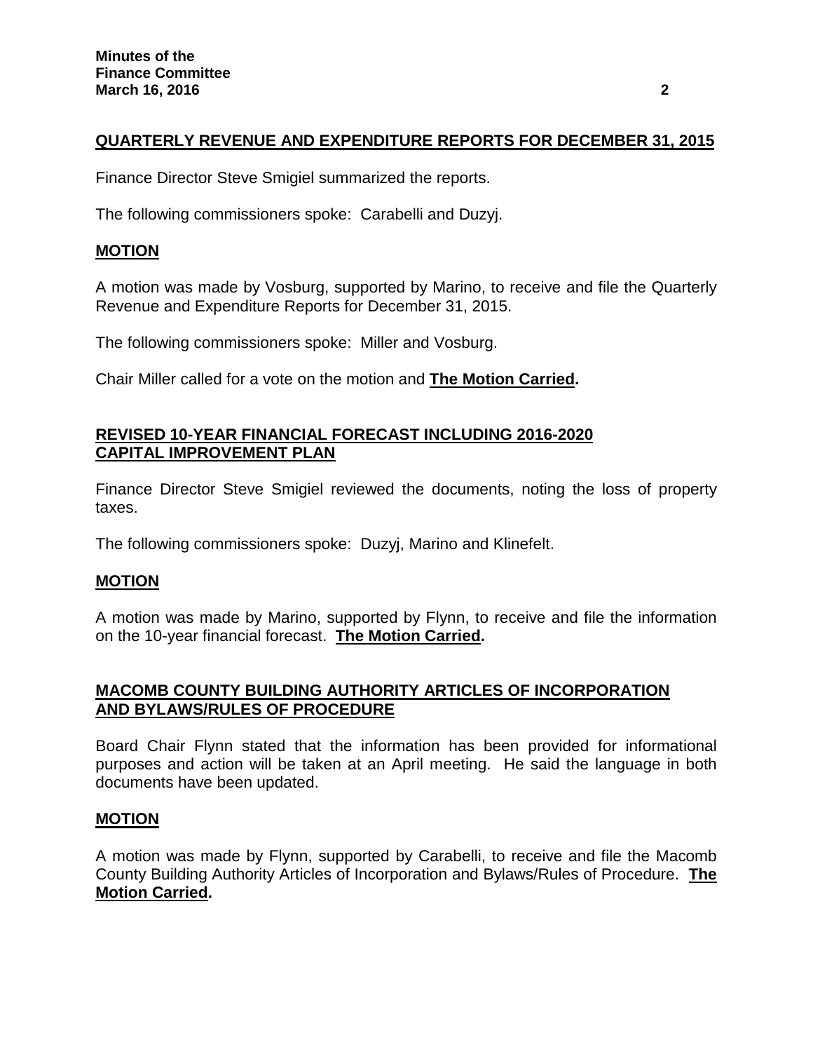## QUARTERLY REVENUE AND EXPENDITURE REPORTS FOR DECEMBER 31, 2015

Finance Director Steve Smigiel summarized the reports.

The following commissioners spoke: Carabelli and Duzyj.

### MOTION

A motion was made by Vosburg, supported by Marino, to receive and file the Quarterly Revenue and Expenditure Reports for December 31, 2015.

The following commissioners spoke: Miller and Vosburg.

Chair Miller called for a vote on the motion and **The Motion Carried.**

## REVISED 10-YEAR FINANCIAL FORECAST INCLUDING 2016-2020 CAPITAL IMPROVEMENT PLAN

Finance Director Steve Smigiel reviewed the documents, noting the loss of property taxes.

The following commissioners spoke: Duzyj, Marino and Klinefelt.

### MOTION

A motion was made by Marino, supported by Flynn, to receive and file the information on the 10-year financial forecast. **The Motion Carried.**

## MACOMB COUNTY BUILDING AUTHORITY ARTICLES OF INCORPORATION AND BYLAWS/RULES OF PROCEDURE

Board Chair Flynn stated that the information has been provided for informational purposes and action will be taken at an April meeting. He said the language in both documents have been updated.

### MOTION

A motion was made by Flynn, supported by Carabelli, to receive and file the Macomb County Building Authority Articles of Incorporation and Bylaws/Rules of Procedure. **The Motion Carried.**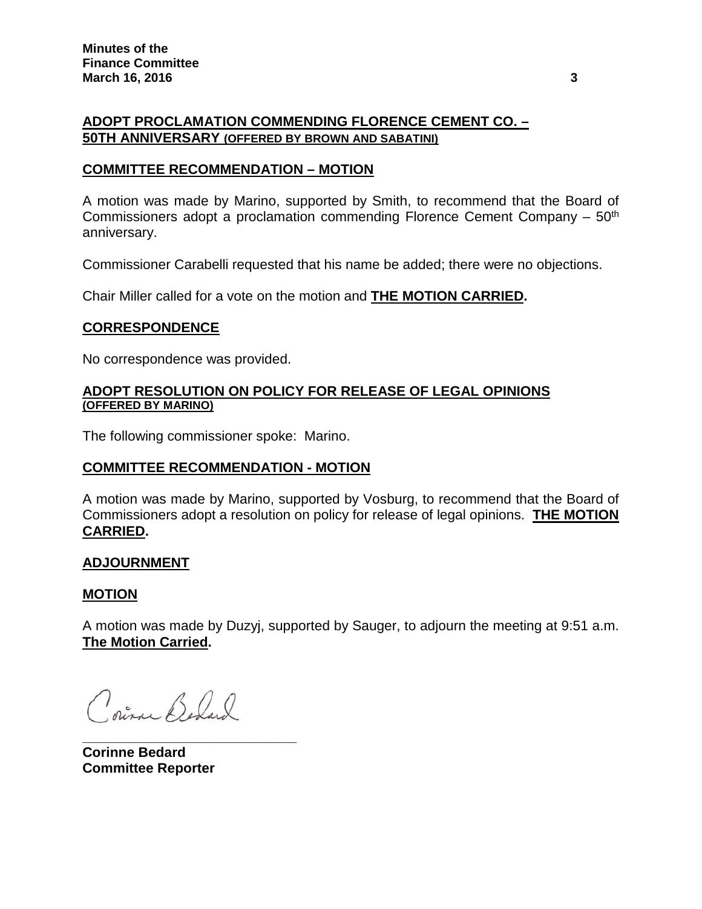**ADOPT PROCLAMATION COMMENDING FLORENCE CEMENT CO. – 50TH ANNIVERSARY (OFFERED BY BROWN AND SABATINI)**

**COMMITTEE RECOMMENDATION – MOTION**

A motion was made by Marino, supported by Smith, to recommend that the Board of Commissioners adopt a proclamation commending Florence Cement Company – 50th anniversary.

Commissioner Carabelli requested that his name be added; there were no objections.

Chair Miller called for a vote on the motion and **THE MOTION CARRIED.**

**CORRESPONDENCE**

No correspondence was provided.

**ADOPT RESOLUTION ON POLICY FOR RELEASE OF LEGAL OPINIONS (OFFERED BY MARINO)**

The following commissioner spoke: Marino.

**COMMITTEE RECOMMENDATION - MOTION**

A motion was made by Marino, supported by Vosburg, to recommend that the Board of Commissioners adopt a resolution on policy for release of legal opinions. **THE MOTION CARRIED.**

**ADJOURNMENT**

**MOTION**

A motion was made by Duzyj, supported by Sauger, to adjourn the meeting at 9:51 a.m. **The Motion Carried.**

\_\_\_\_\_\_\_\_\_\_\_\_\_\_\_\_\_\_\_\_\_\_\_\_\_\_\_\_\_\_

**Corinne Bedard**
**Committee Reporter**